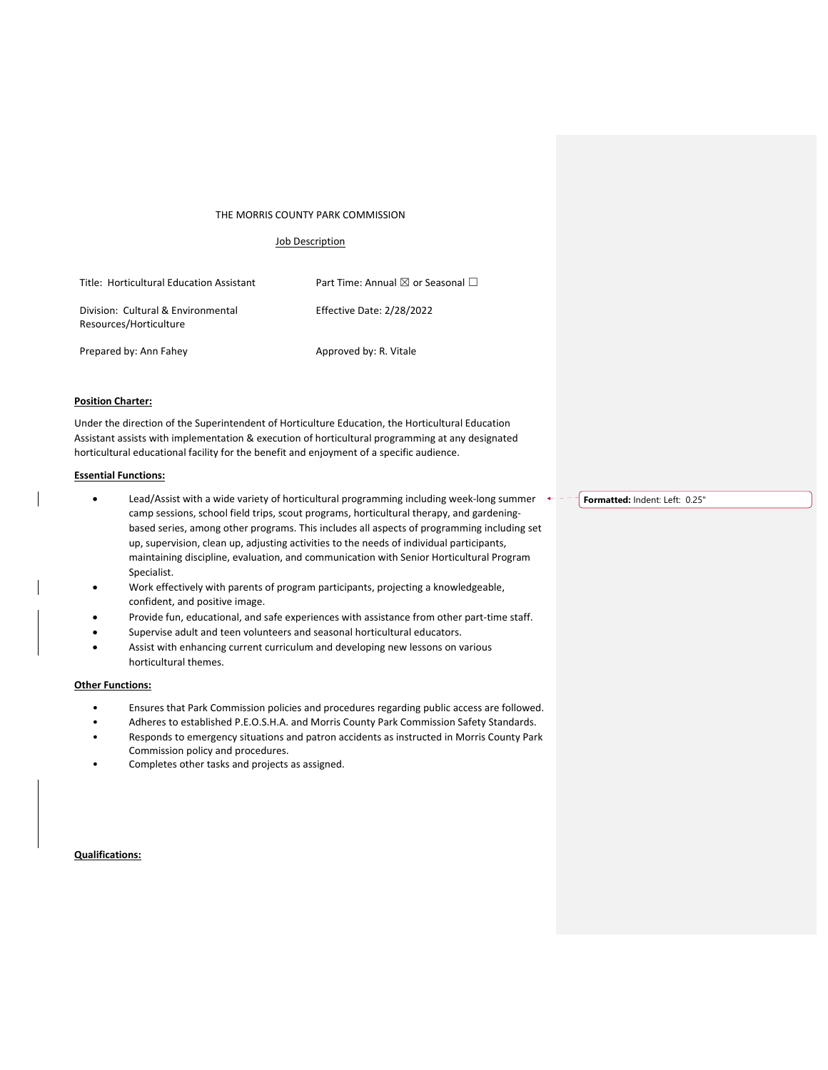THE MORRIS COUNTY PARK COMMISSION

Job Description

| | |
|---|---|
| Title: Horticultural Education Assistant | Part Time: Annual ☒ or Seasonal ☐ |
| Division: Cultural & Environmental Resources/Horticulture | Effective Date: 2/28/2022 |
| Prepared by: Ann Fahey | Approved by: R. Vitale |

**Position Charter:**

Under the direction of the Superintendent of Horticulture Education, the Horticultural Education Assistant assists with implementation & execution of horticultural programming at any designated horticultural educational facility for the benefit and enjoyment of a specific audience.

**Essential Functions:**

- Lead/Assist with a wide variety of horticultural programming including week-long summer camp sessions, school field trips, scout programs, horticultural therapy, and gardening-based series, among other programs. This includes all aspects of programming including set up, supervision, clean up, adjusting activities to the needs of individual participants, maintaining discipline, evaluation, and communication with Senior Horticultural Program Specialist.
- Work effectively with parents of program participants, projecting a knowledgeable, confident, and positive image.
- Provide fun, educational, and safe experiences with assistance from other part-time staff.
- Supervise adult and teen volunteers and seasonal horticultural educators.
- Assist with enhancing current curriculum and developing new lessons on various horticultural themes.

**Other Functions:**

- Ensures that Park Commission policies and procedures regarding public access are followed.
- Adheres to established P.E.O.S.H.A. and Morris County Park Commission Safety Standards.
- Responds to emergency situations and patron accidents as instructed in Morris County Park Commission policy and procedures.
- Completes other tasks and projects as assigned.

**Qualifications:**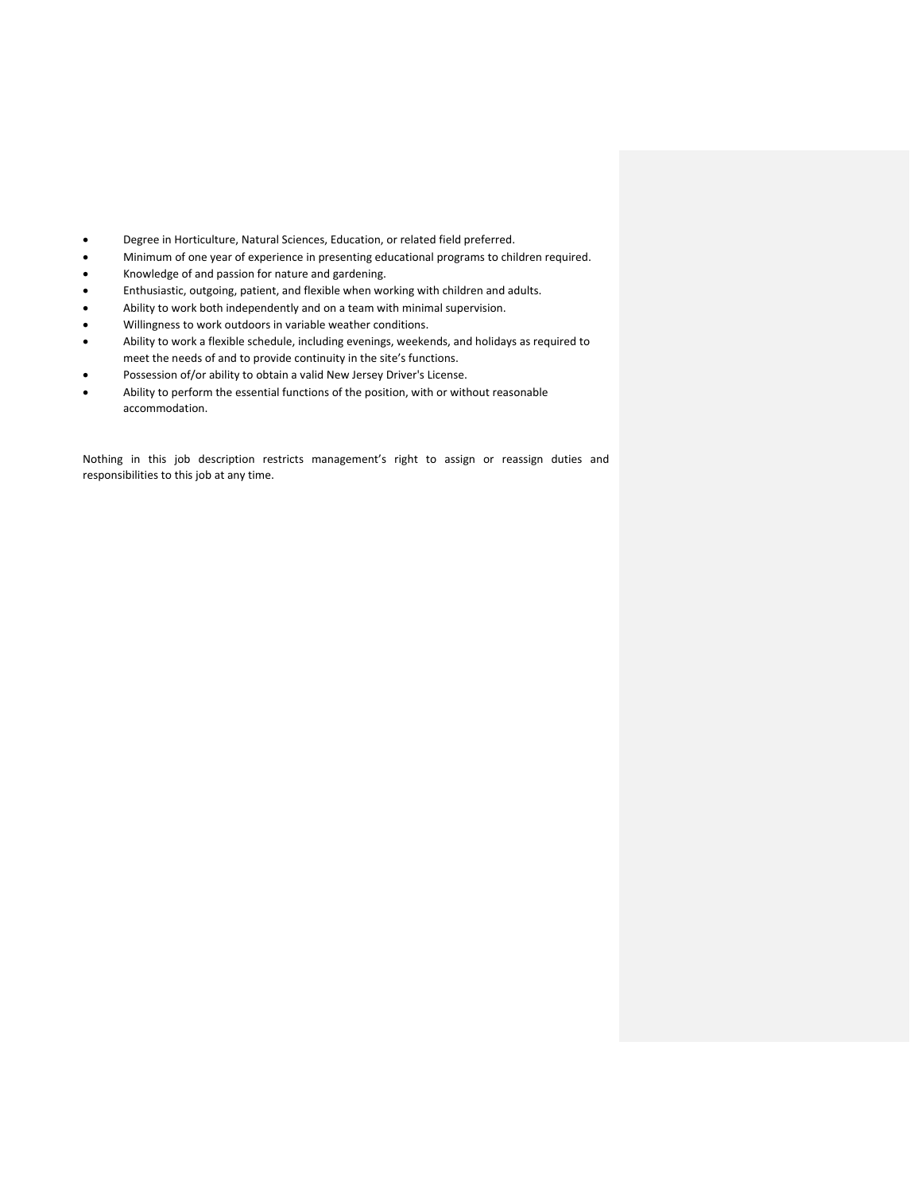- Degree in Horticulture, Natural Sciences, Education, or related field preferred.
- Minimum of one year of experience in presenting educational programs to children required.
- Knowledge of and passion for nature and gardening.
- Enthusiastic, outgoing, patient, and flexible when working with children and adults.
- Ability to work both independently and on a team with minimal supervision.
- Willingness to work outdoors in variable weather conditions.
- Ability to work a flexible schedule, including evenings, weekends, and holidays as required to meet the needs of and to provide continuity in the site's functions.
- Possession of/or ability to obtain a valid New Jersey Driver's License.
- Ability to perform the essential functions of the position, with or without reasonable accommodation.

Nothing in this job description restricts management's right to assign or reassign duties and responsibilities to this job at any time.